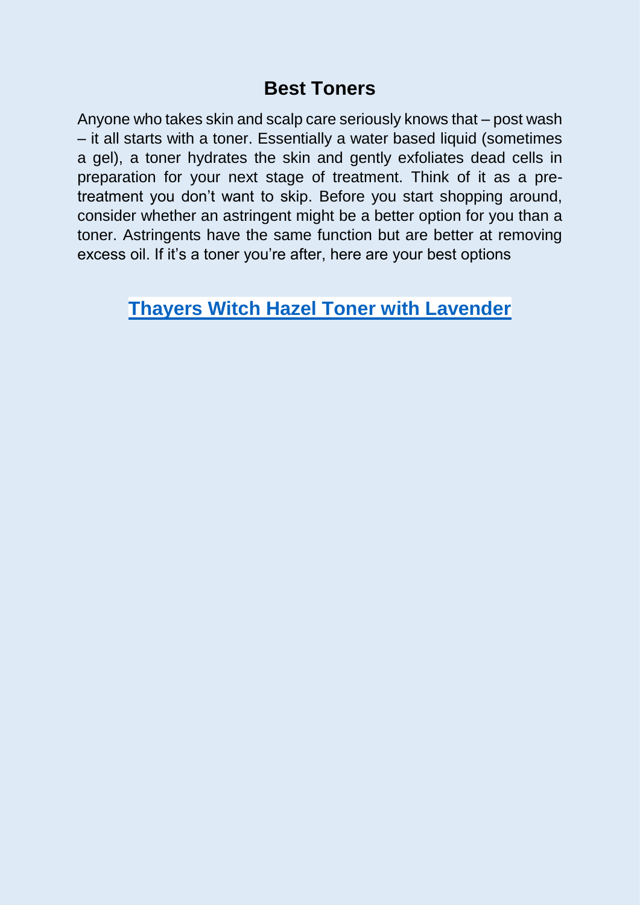# Best Toners

Anyone who takes skin and scalp care seriously knows that – post wash – it all starts with a toner. Essentially a water based liquid (sometimes a gel), a toner hydrates the skin and gently exfoliates dead cells in preparation for your next stage of treatment. Think of it as a pre-treatment you don't want to skip. Before you start shopping around, consider whether an astringent might be a better option for you than a toner. Astringents have the same function but are better at removing excess oil. If it's a toner you're after, here are your best options

## Thayers Witch Hazel Toner with Lavender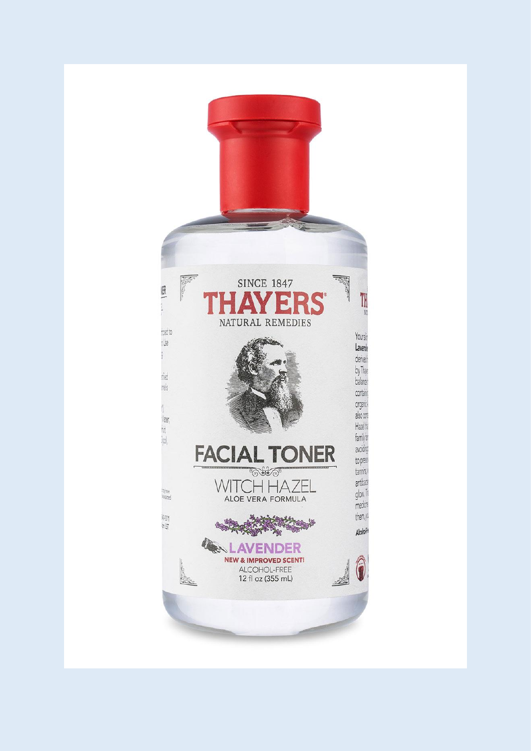SINCE 1847

THAYERS®

NATURAL REMEDIES

FACIAL TONER

WITCH HAZEL

ALOE VERA FORMULA

LAVENDER

NEW & IMPROVED SCENT!

ALCOHOL-FREE

12 fl oz (355 mL)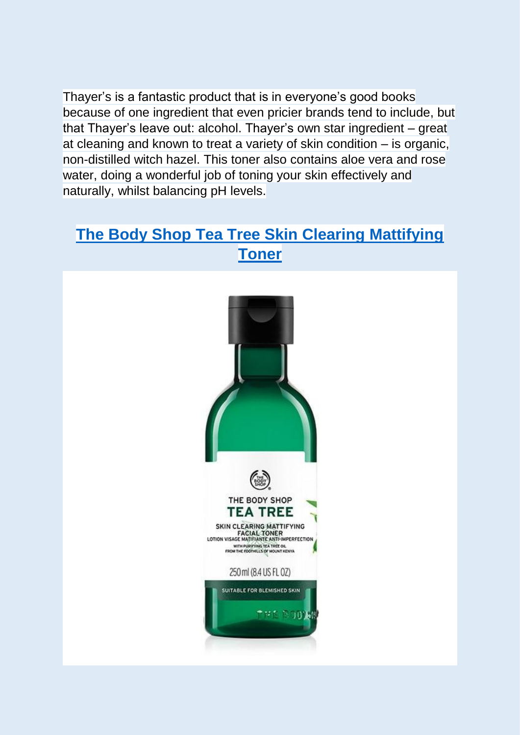Thayer's is a fantastic product that is in everyone's good books because of one ingredient that even pricier brands tend to include, but that Thayer's leave out: alcohol. Thayer's own star ingredient – great at cleaning and known to treat a variety of skin condition – is organic, non-distilled witch hazel. This toner also contains aloe vera and rose water, doing a wonderful job of toning your skin effectively and naturally, whilst balancing pH levels.

## The Body Shop Tea Tree Skin Clearing Mattifying Toner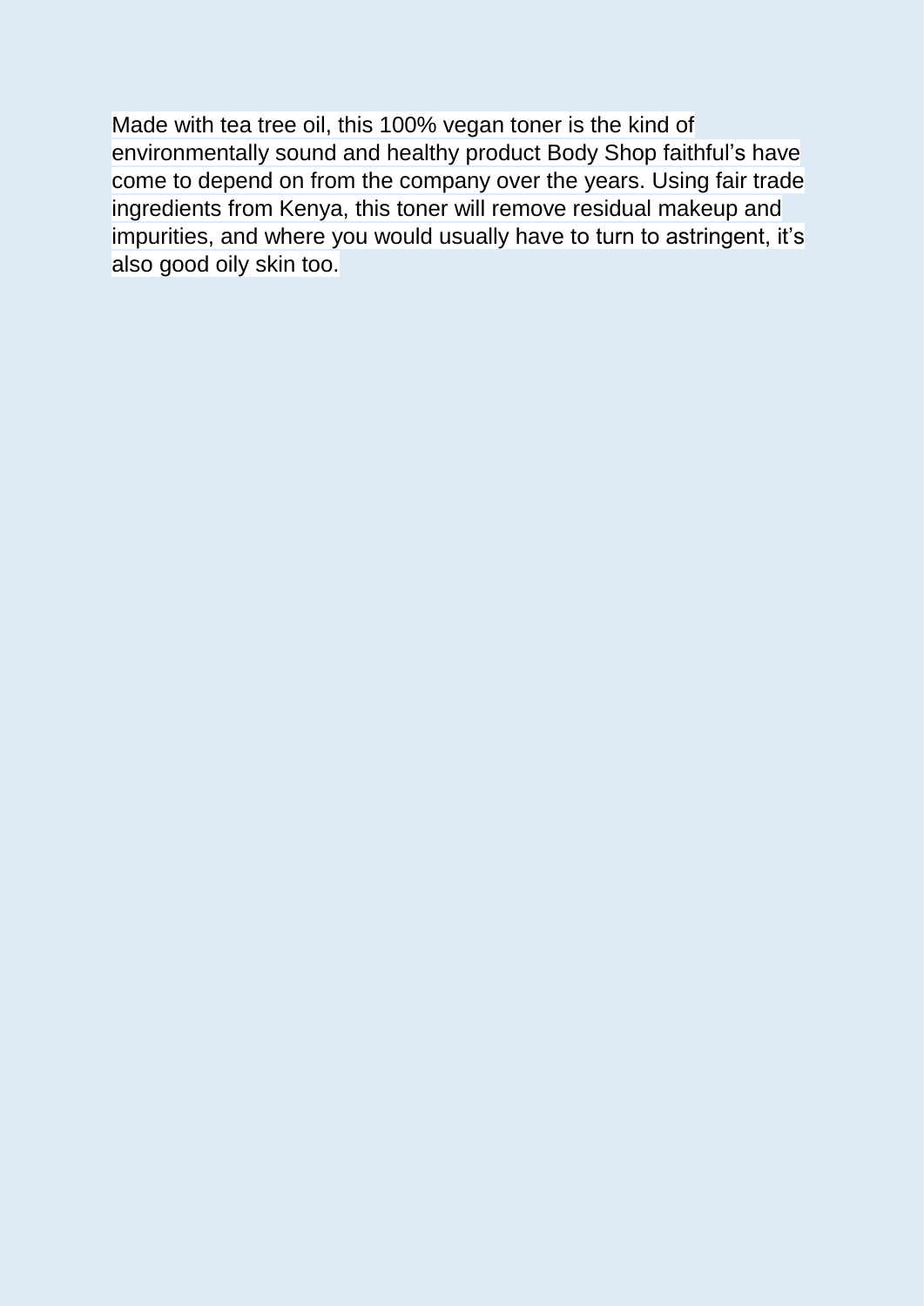Made with tea tree oil, this 100% vegan toner is the kind of environmentally sound and healthy product Body Shop faithful’s have come to depend on from the company over the years. Using fair trade ingredients from Kenya, this toner will remove residual makeup and impurities, and where you would usually have to turn to astringent, it’s also good oily skin too.